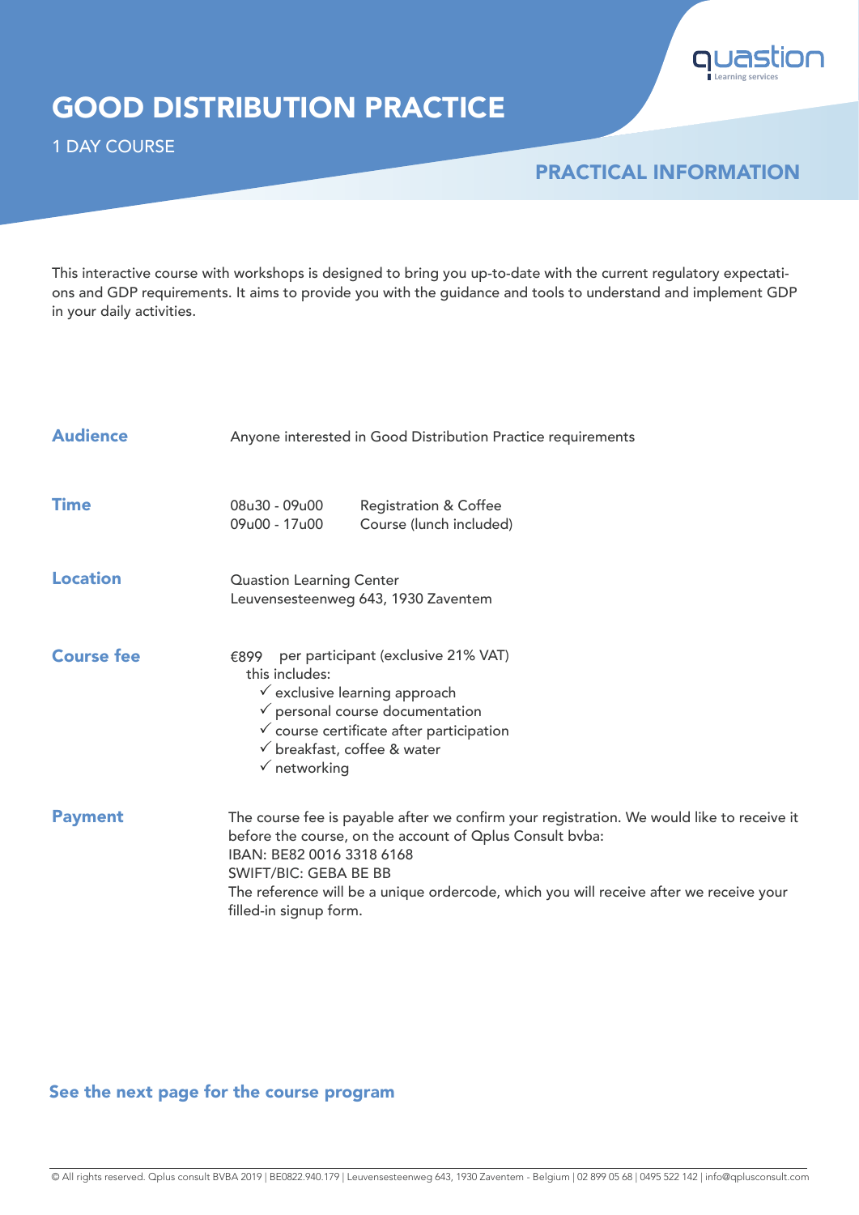quastion
Learning services

# GOOD DISTRIBUTION PRACTICE

1 DAY COURSE

## PRACTICAL INFORMATION

This interactive course with workshops is designed to bring you up-to-date with the current regulatory expectations and GDP requirements. It aims to provide you with the guidance and tools to understand and implement GDP in your daily activities.

**Audience**

Anyone interested in Good Distribution Practice requirements

**Time**

| | |
|---|---|
| 08u30 - 09u00 | Registration & Coffee |
| 09u00 - 17u00 | Course (lunch included) |

**Location**

Quastion Learning Center
Leuvensesteenweg 643, 1930 Zaventem

**Course fee**

€899 per participant (exclusive 21% VAT)
this includes:

- ✓ exclusive learning approach
- ✓ personal course documentation
- ✓ course certificate after participation
- ✓ breakfast, coffee & water
- ✓ networking

**Payment**

The course fee is payable after we confirm your registration. We would like to receive it before the course, on the account of Qplus Consult bvba:
IBAN: BE82 0016 3318 6168
SWIFT/BIC: GEBA BE BB
The reference will be a unique ordercode, which you will receive after we receive your filled-in signup form.

**See the next page for the course program**

© All rights reserved. Qplus consult BVBA 2019 | BE0822.940.179 | Leuvensesteenweg 643, 1930 Zaventem - Belgium | 02 899 05 68 | 0495 522 142 | info@qplusconsult.com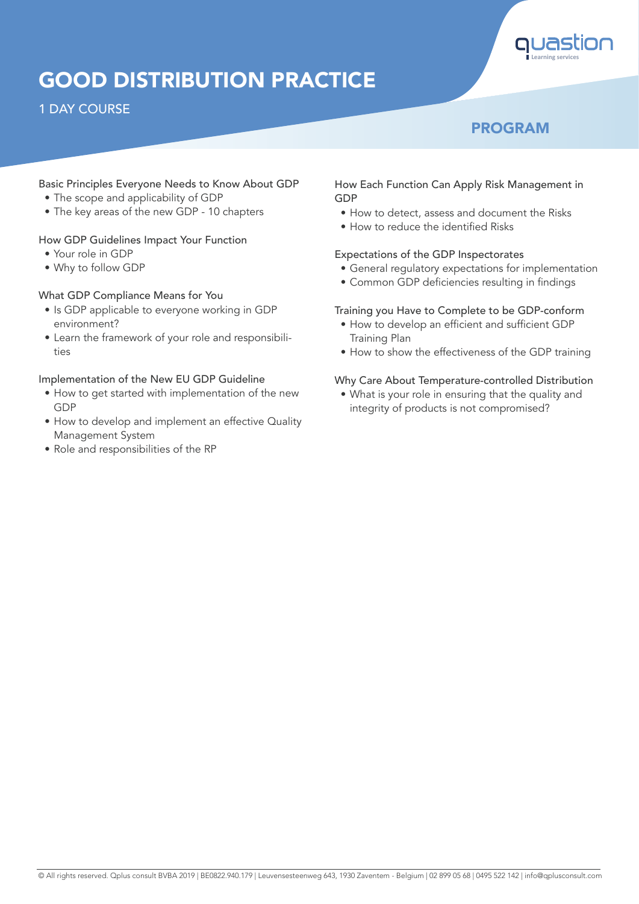# GOOD DISTRIBUTION PRACTICE

1 DAY COURSE

## PROGRAM

### Basic Principles Everyone Needs to Know About GDP

- The scope and applicability of GDP
- The key areas of the new GDP - 10 chapters

### How GDP Guidelines Impact Your Function

- Your role in GDP
- Why to follow GDP

### What GDP Compliance Means for You

- Is GDP applicable to everyone working in GDP environment?
- Learn the framework of your role and responsibilities

### Implementation of the New EU GDP Guideline

- How to get started with implementation of the new GDP
- How to develop and implement an effective Quality Management System
- Role and responsibilities of the RP

### How Each Function Can Apply Risk Management in GDP

- How to detect, assess and document the Risks
- How to reduce the identified Risks

### Expectations of the GDP Inspectorates

- General regulatory expectations for implementation
- Common GDP deficiencies resulting in findings

### Training you Have to Complete to be GDP-conform

- How to develop an efficient and sufficient GDP Training Plan
- How to show the effectiveness of the GDP training

### Why Care About Temperature-controlled Distribution

- What is your role in ensuring that the quality and integrity of products is not compromised?

© All rights reserved. Qplus consult BVBA 2019 | BE0822.940.179 | Leuvensesteenweg 643, 1930 Zaventem - Belgium | 02 899 05 68 | 0495 522 142 | info@qplusconsult.com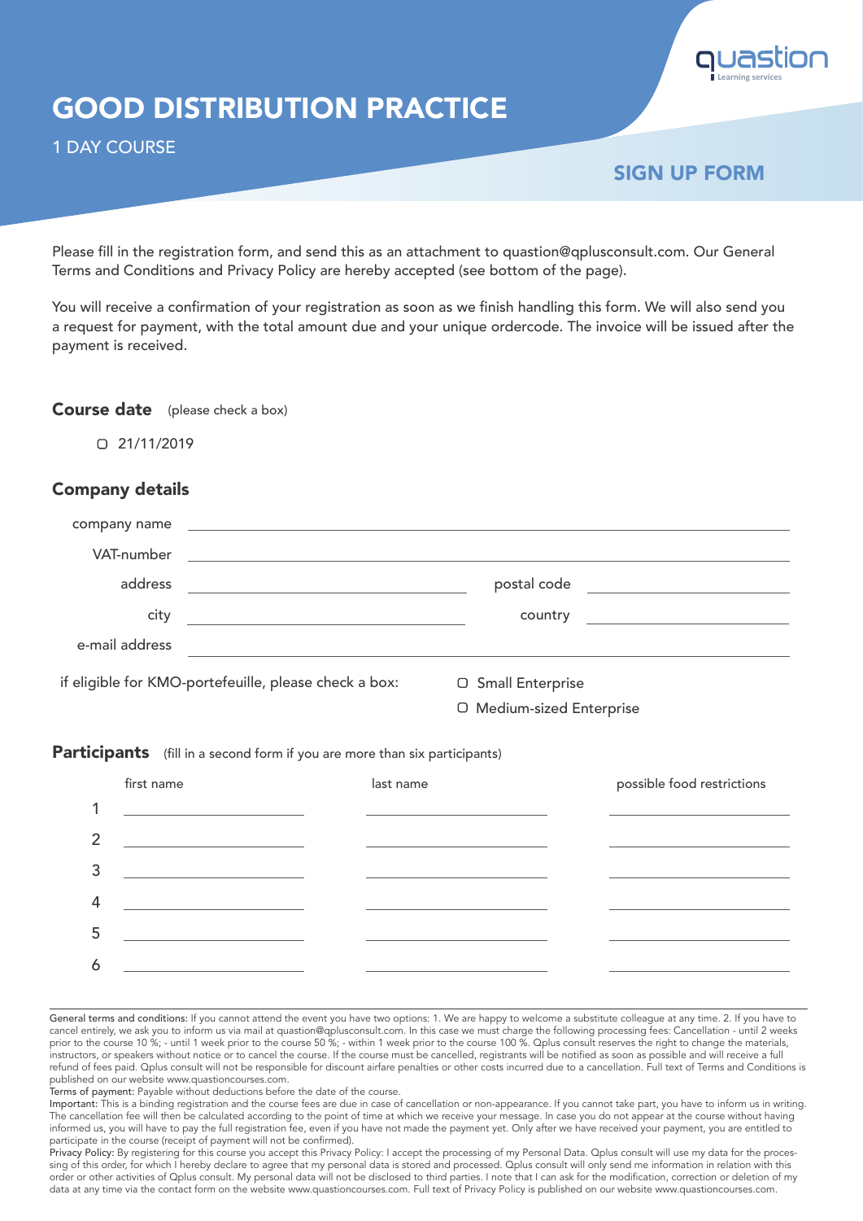quastion
Learning services

# GOOD DISTRIBUTION PRACTICE

1 DAY COURSE

## SIGN UP FORM

Please fill in the registration form, and send this as an attachment to quastion@qplusconsult.com. Our General Terms and Conditions and Privacy Policy are hereby accepted (see bottom of the page).

You will receive a confirmation of your registration as soon as we finish handling this form. We will also send you a request for payment, with the total amount due and your unique ordercode. The invoice will be issued after the payment is received.

### Course date (please check a box)

- ▢ 21/11/2019

### Company details

company name ______________________________

VAT-number ______________________________

address ______________________ postal code ______________________

city ______________________ country ______________________

e-mail address ______________________________

if eligible for KMO-portefeuille, please check a box:

- ▢ Small Enterprise
- ▢ Medium-sized Enterprise

### Participants (fill in a second form if you are more than six participants)

| | first name | last name | possible food restrictions |
|---|---|---|---|
| 1 | | | |
| 2 | | | |
| 3 | | | |
| 4 | | | |
| 5 | | | |
| 6 | | | |

General terms and conditions: If you cannot attend the event you have two options: 1. We are happy to welcome a substitute colleague at any time. 2. If you have to cancel entirely, we ask you to inform us via mail at quastion@qplusconsult.com. In this case we must charge the following processing fees: Cancellation - until 2 weeks prior to the course 10 %; - until 1 week prior to the course 50 %; - within 1 week prior to the course 100 %. Qplus consult reserves the right to change the materials, instructors, or speakers without notice or to cancel the course. If the course must be cancelled, registrants will be notified as soon as possible and will receive a full refund of fees paid. Qplus consult will not be responsible for discount airfare penalties or other costs incurred due to a cancellation. Full text of Terms and Conditions is published on our website www.quastioncourses.com.

Terms of payment: Payable without deductions before the date of the course.

Important: This is a binding registration and the course fees are due in case of cancellation or non-appearance. If you cannot take part, you have to inform us in writing. The cancellation fee will then be calculated according to the point of time at which we receive your message. In case you do not appear at the course without having informed us, you will have to pay the full registration fee, even if you have not made the payment yet. Only after we have received your payment, you are entitled to participate in the course (receipt of payment will not be confirmed).

Privacy Policy: By registering for this course you accept this Privacy Policy: I accept the processing of my Personal Data. Qplus consult will use my data for the processing of this order, for which I hereby declare to agree that my personal data is stored and processed. Qplus consult will only send me information in relation with this order or other activities of Qplus consult. My personal data will not be disclosed to third parties. I note that I can ask for the modification, correction or deletion of my data at any time via the contact form on the website www.quastioncourses.com. Full text of Privacy Policy is published on our website www.quastioncourses.com.